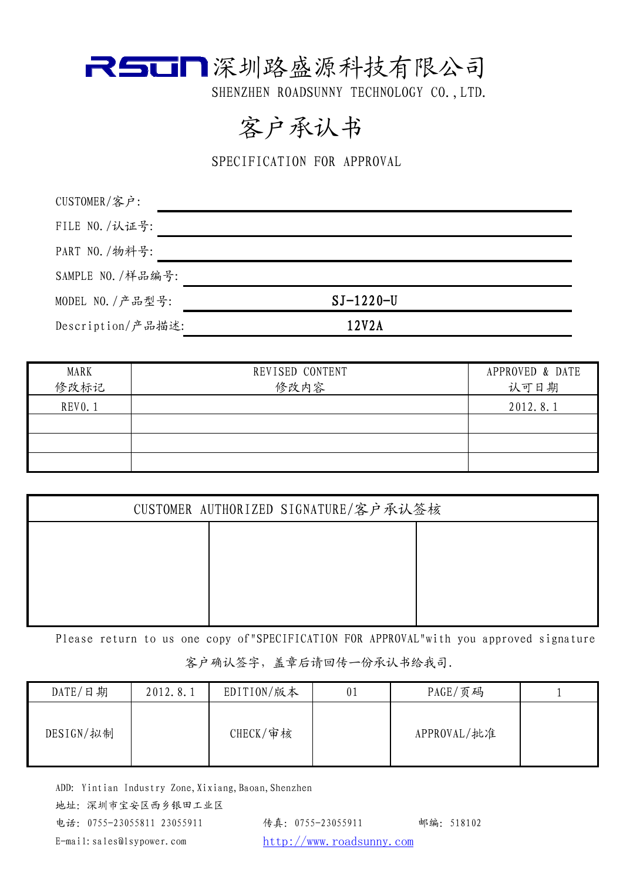# RSUN 深圳路盛源科技有限公司

SHENZHEN ROADSUNNY TECHNOLOGY CO.,LTD.

# 客户承认书

SPECIFICATION FOR APPROVAL

CUSTOMER/客户:

FILE NO./认证号:

PART NO./物料号:

SAMPLE NO./样品编号:

MODEL NO./产品型号: **SJ-1220-U**

Description/产品描述: **12V2A**

| MARK<br>修改标记 | REVISED CONTENT<br>修改内容 | APPROVED & DATE<br>认可日期 |
|---|---|---|
| REV0.1 | | 2012.8.1 |
| | | |
| | | |
| | | |

| CUSTOMER AUTHORIZED SIGNATURE/客户承认签核 | | |
|---|---|---|
| | | |

Please return to us one copy of"SPECIFICATION FOR APPROVAL"with you approved signature

客户确认签字，盖章后请回传一份承认书给我司.

| DATE/日期 | 2012.8.1 | EDITION/版本 | 01 | PAGE/页码 | 1 |
|---|---|---|---|---|---|
| DESIGN/拟制 | | CHECK/审核 | | APPROVAL/批准 | |

ADD: Yintian Industry Zone,Xixiang,Baoan,Shenzhen

地址: 深圳市宝安区西乡银田工业区

电话: 0755-23055811 23055911　　传真: 0755-23055911　　邮编: 518102

E-mail:sales@lsypower.com　　http://www.roadsunny.com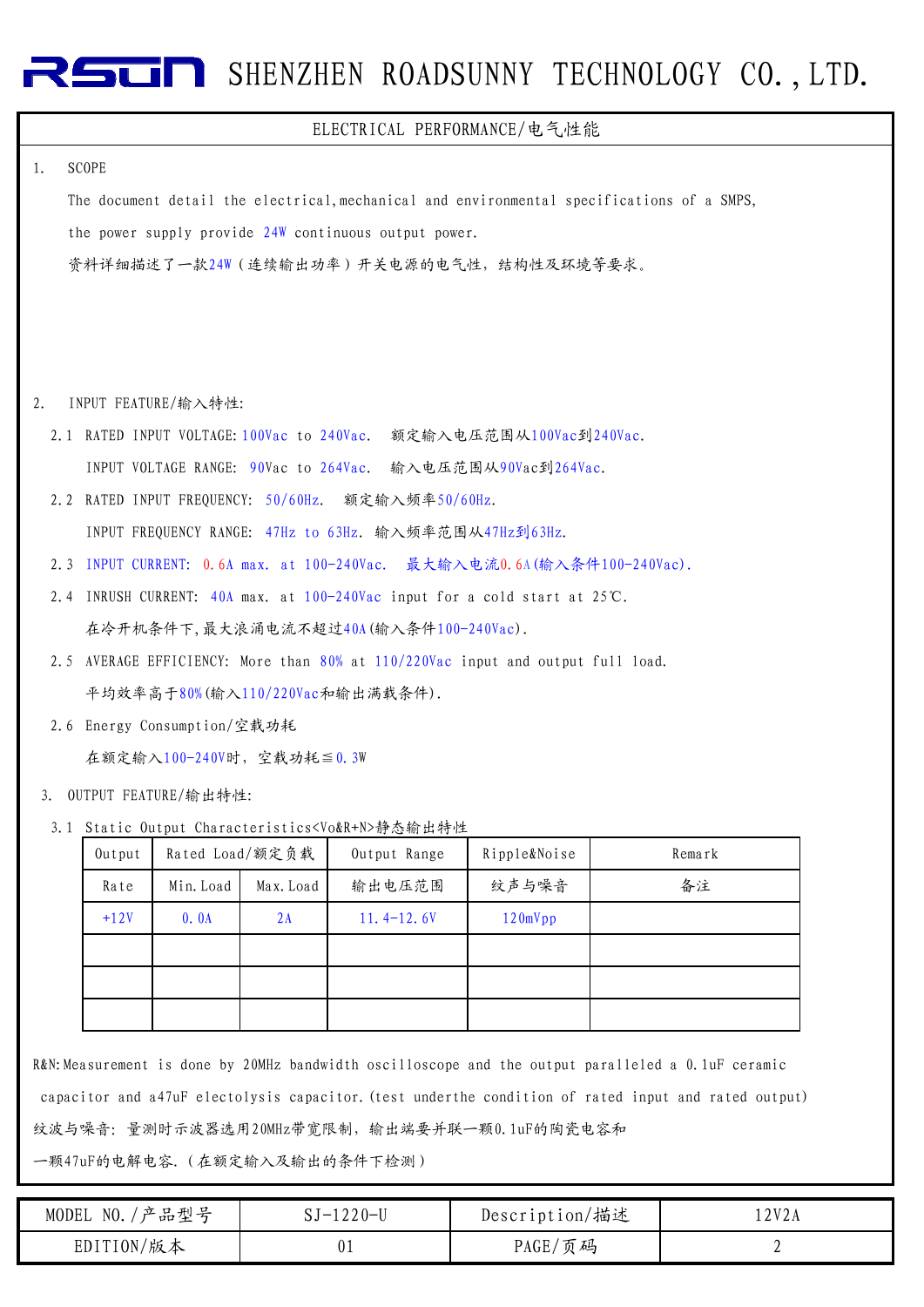## ELECTRICAL PERFORMANCE/电气性能

1. SCOPE

   The document detail the electrical,mechanical and environmental specifications of a SMPS, the power supply provide 24W continuous output power.

   资料详细描述了一款24W（连续输出功率）开关电源的电气性，结构性及环境等要求。

2. INPUT FEATURE/输入特性:

   2.1 RATED INPUT VOLTAGE: 100Vac to 240Vac. 额定输入电压范围从100Vac到240Vac.

   INPUT VOLTAGE RANGE: 90Vac to 264Vac. 输入电压范围从90Vac到264Vac.

   2.2 RATED INPUT FREQUENCY: 50/60Hz. 额定输入频率50/60Hz.

   INPUT FREQUENCY RANGE: 47Hz to 63Hz. 输入频率范围从47Hz到63Hz.

   2.3 INPUT CURRENT: 0.6A max. at 100-240Vac. 最大输入电流0.6A(输入条件100-240Vac).

   2.4 INRUSH CURRENT: 40A max. at 100-240Vac input for a cold start at 25℃.

   在冷开机条件下,最大浪涌电流不超过40A(输入条件100-240Vac).

   2.5 AVERAGE EFFICIENCY: More than 80% at 110/220Vac input and output full load.

   平均效率高于80%(输入110/220Vac和输出满载条件).

   2.6 Energy Consumption/空载功耗

   在额定输入100-240V时，空载功耗≦0.3W

3. OUTPUT FEATURE/输出特性:

   3.1 Static Output Characteristics<Vo&R+N>静态输出特性

| Output | Rated Load/额定负载 | | Output Range | Ripple&Noise | Remark |
|---|---|---|---|---|---|
| Rate | Min.Load | Max.Load | 输出电压范围 | 纹声与噪音 | 备注 |
| +12V | 0.0A | 2A | 11.4-12.6V | 120mVpp | |
| | | | | | |
| | | | | | |
| | | | | | |

R&N:Measurement is done by 20MHz bandwidth oscilloscope and the output paralleled a 0.1uF ceramic capacitor and a47uF electolysis capacitor.(test underthe condition of rated input and rated output)

纹波与噪音：量测时示波器选用20MHz带宽限制，输出端要并联一颗0.1uF的陶瓷电容和一颗47uF的电解电容.（在额定输入及输出的条件下检测）

| MODEL NO./产品型号 | SJ-1220-U | Description/描述 | 12V2A |
|---|---|---|---|
| EDITION/版本 | 01 | PAGE/页码 | 2 |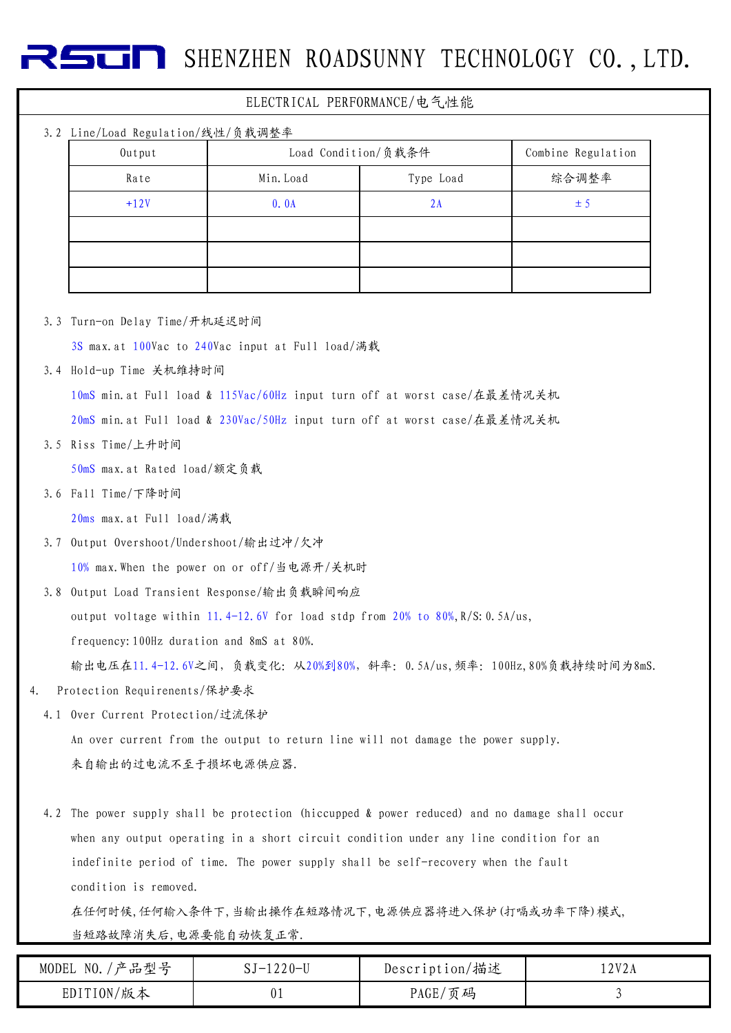## ELECTRICAL PERFORMANCE/电气性能

3.2 Line/Load Regulation/线性/负载调整率

| Output | Load Condition/负载条件 | | Combine Regulation |
|---|---|---|---|
| Rate | Min.Load | Type Load | 综合调整率 |
| +12V | 0.0A | 2A | ±5 |
| | | | |
| | | | |
| | | | |

3.3 Turn-on Delay Time/开机延迟时间

3S max.at 100Vac to 240Vac input at Full load/满载

3.4 Hold-up Time 关机维持时间

10mS min.at Full load & 115Vac/60Hz input turn off at worst case/在最差情况关机

20mS min.at Full load & 230Vac/50Hz input turn off at worst case/在最差情况关机

3.5 Riss Time/上升时间

50mS max.at Rated load/额定负载

3.6 Fall Time/下降时间

20ms max.at Full load/满载

3.7 Output Overshoot/Undershoot/输出过冲/欠冲

10% max.When the power on or off/当电源开/关机时

3.8 Output Load Transient Response/输出负载瞬间响应

output voltage within 11.4-12.6V for load stdp from 20% to 80%,R/S:0.5A/us,

frequency:100Hz duration and 8mS at 80%.

输出电压在11.4-12.6V之间, 负载变化: 从20%到80%, 斜率: 0.5A/us,频率: 100Hz,80%负载持续时间为8mS.

4. Protection Requirenents/保护要求

4.1 Over Current Protection/过流保护

An over current from the output to return line will not damage the power supply.

来自输出的过电流不至于损坏电源供应器.

4.2 The power supply shall be protection (hiccupped & power reduced) and no damage shall occur when any output operating in a short circuit condition under any line condition for an indefinite period of time. The power supply shall be self-recovery when the fault condition is removed.

在任何时候,任何输入条件下,当输出操作在短路情况下,电源供应器将进入保护(打嗝或功率下降)模式,当短路故障消失后,电源要能自动恢复正常.

| MODEL NO./产品型号 | SJ-1220-U | Description/描述 | 12V2A |
|---|---|---|---|
| EDITION/版本 | 01 | PAGE/页码 | 3 |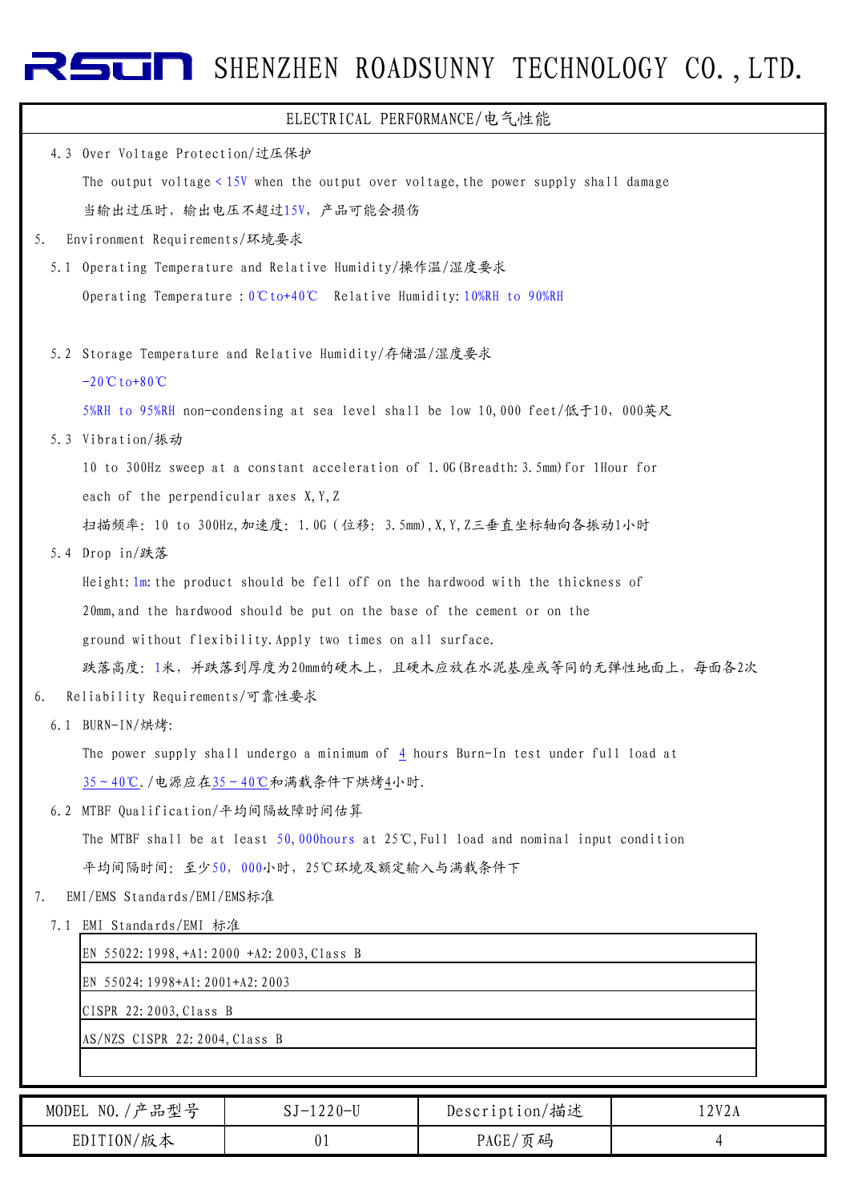## ELECTRICAL PERFORMANCE/电气性能

4.3 Over Voltage Protection/过压保护

The output voltage < 15V when the output over voltage, the power supply shall damage

当输出过压时，输出电压不超过15V，产品可能会损伤

5. Environment Requirements/环境要求

5.1 Operating Temperature and Relative Humidity/操作温/湿度要求

Operating Temperature : 0℃ to+40℃ Relative Humidity: 10%RH to 90%RH

5.2 Storage Temperature and Relative Humidity/存储温/湿度要求

-20℃ to+80℃

5%RH to 95%RH non-condensing at sea level shall be low 10,000 feet/低于10，000英尺

5.3 Vibration/振动

10 to 300Hz sweep at a constant acceleration of 1.0G(Breadth: 3.5mm)for 1Hour for each of the perpendicular axes X,Y,Z

扫描频率：10 to 300Hz,加速度：1.0G（位移：3.5mm),X,Y,Z三垂直坐标轴向各振动1小时

5.4 Drop in/跌落

Height: 1m: the product should be fell off on the hardwood with the thickness of 20mm, and the hardwood should be put on the base of the cement or on the ground without flexibility. Apply two times on all surface.

跌落高度：1米，并跌落到厚度为20mm的硬木上，且硬木应放在水泥基座或等同的无弹性地面上，每面各2次

6. Reliability Requirements/可靠性要求

6.1 BURN-IN/烘烤:

The power supply shall undergo a minimum of 4 hours Burn-In test under full load at 35～40℃. /电源应在35～40℃和满载条件下烘烤4小时.

6.2 MTBF Qualification/平均间隔故障时间估算

The MTBF shall be at least 50,000hours at 25℃, Full load and nominal input condition

平均间隔时间：至少50，000小时，25℃环境及额定输入与满载条件下

7. EMI/EMS Standards/EMI/EMS标准

7.1 EMI Standards/EMI 标准

| EN 55022:1998,+A1:2000 +A2:2003,Class B |
|---|
| EN 55024:1998+A1:2001+A2:2003 |
| CISPR 22:2003,Class B |
| AS/NZS CISPR 22:2004,Class B |
| |

| MODEL NO./产品型号 | SJ-1220-U | Description/描述 | 12V2A |
|---|---|---|---|
| EDITION/版本 | 01 | PAGE/页码 | 4 |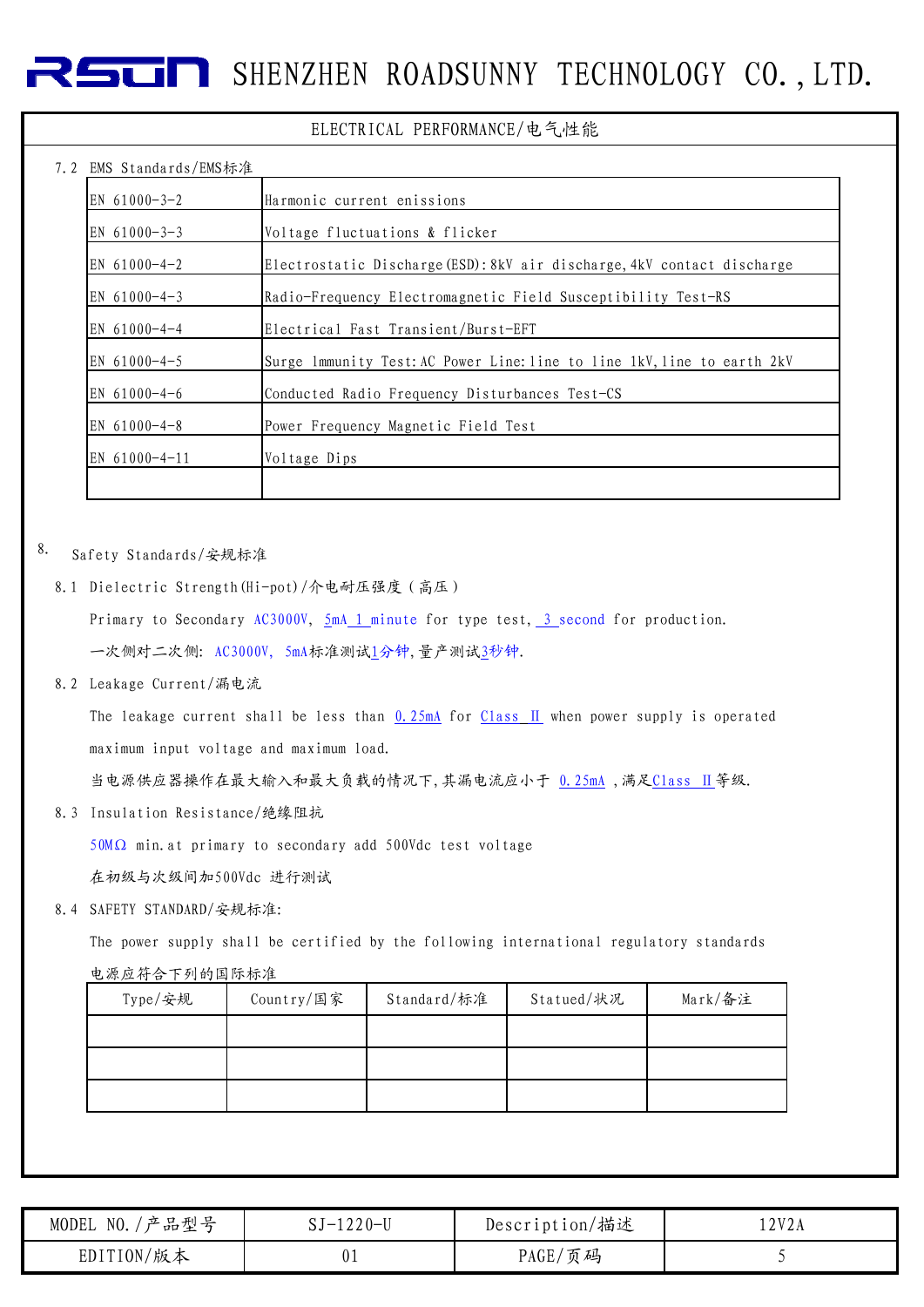ELECTRICAL PERFORMANCE/电气性能

7.2 EMS Standards/EMS标准

| | |
|---|---|
| EN 61000-3-2 | Harmonic current enissions |
| EN 61000-3-3 | Voltage fluctuations & flicker |
| EN 61000-4-2 | Electrostatic Discharge(ESD):8kV air discharge,4kV contact discharge |
| EN 61000-4-3 | Radio-Frequency Electromagnetic Field Susceptibility Test-RS |
| EN 61000-4-4 | Electrical Fast Transient/Burst-EFT |
| EN 61000-4-5 | Surge Immunity Test:AC Power Line:line to line 1kV,line to earth 2kV |
| EN 61000-4-6 | Conducted Radio Frequency Disturbances Test-CS |
| EN 61000-4-8 | Power Frequency Magnetic Field Test |
| EN 61000-4-11 | Voltage Dips |
| | |

8. Safety Standards/安规标准

8.1 Dielectric Strength(Hi-pot)/介电耐压强度（高压）

Primary to Secondary AC3000V, 5mA 1 minute for type test, 3 second for production.

一次侧对二次侧: AC3000V, 5mA标准测试1分钟,量产测试3秒钟.

8.2 Leakage Current/漏电流

The leakage current shall be less than 0.25mA for Class II when power supply is operated maximum input voltage and maximum load.

当电源供应器操作在最大输入和最大负载的情况下,其漏电流应小于 0.25mA ,满足Class II等级.

8.3 Insulation Resistance/绝缘阻抗

50MΩ min.at primary to secondary add 500Vdc test voltage

在初级与次级间加500Vdc 进行测试

8.4 SAFETY STANDARD/安规标准:

The power supply shall be certified by the following international regulatory standards

电源应符合下列的国际标准

| Type/安规 | Country/国家 | Standard/标准 | Statued/状况 | Mark/备注 |
|---|---|---|---|---|
| | | | | |
| | | | | |
| | | | | |

| MODEL NO./产品型号 | SJ-1220-U | Description/描述 | 12V2A |
|---|---|---|---|
| EDITION/版本 | 01 | PAGE/页码 | 5 |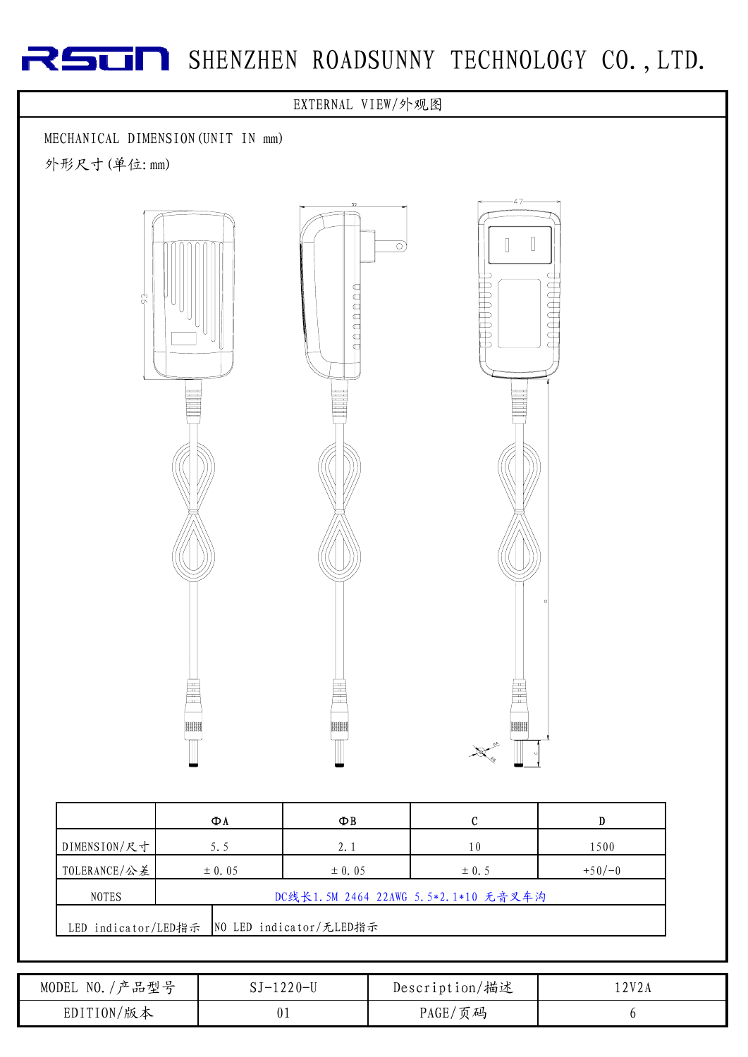# SHENZHEN ROADSUNNY TECHNOLOGY CO.,LTD.

## EXTERNAL VIEW/外观图

MECHANICAL DIMENSION(UNIT IN mm)

外形尺寸(单位:mm)

| | ΦA | ΦB | C | D |
|---|---|---|---|---|
| DIMENSION/尺寸 | 5.5 | 2.1 | 10 | 1500 |
| TOLERANCE/公差 | ±0.05 | ±0.05 | ±0.5 | +50/-0 |
| NOTES | DC线长1.5M 2464 22AWG 5.5*2.1*10 无音叉车沟 | | | |
| LED indicator/LED指示 | NO LED indicator/无LED指示 | | | |

| MODEL NO./产品型号 | SJ-1220-U | Description/描述 | 12V2A |
|---|---|---|---|
| EDITION/版本 | 01 | PAGE/页码 | 6 |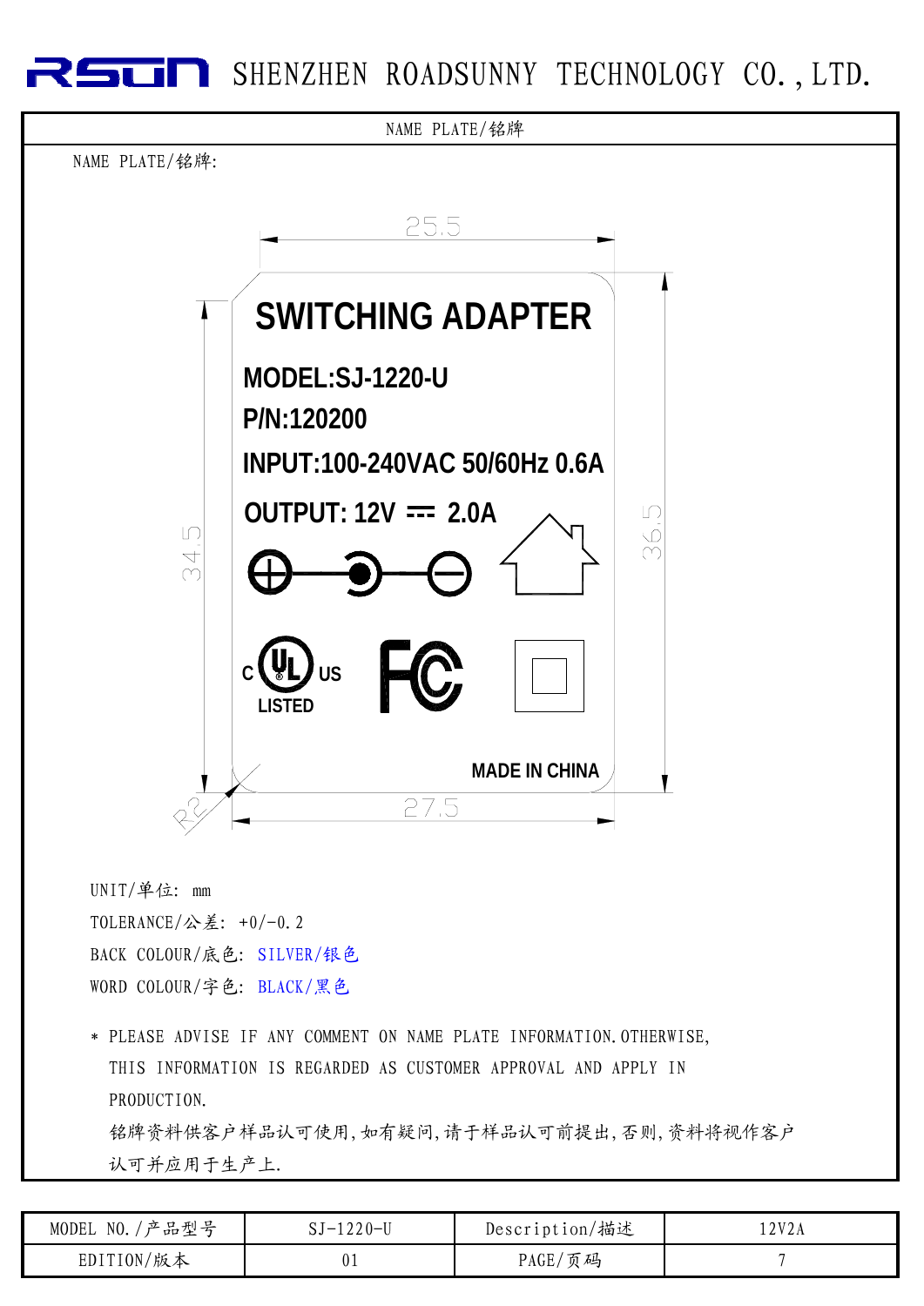SHENZHEN ROADSUNNY TECHNOLOGY CO., LTD.

NAME PLATE/铭牌

NAME PLATE/铭牌:

25.5

**SWITCHING ADAPTER**

**MODEL:SJ-1220-U**

**P/N:120200**

**INPUT:100-240VAC 50/60Hz 0.6A**

**OUTPUT: 12V ⎓ 2.0A**

C UL US LISTED

**MADE IN CHINA**

34.5

36.5

27.5

R2

UNIT/单位: mm

TOLERANCE/公差: +0/-0.2

BACK COLOUR/底色: SILVER/银色

WORD COLOUR/字色: BLACK/黑色

* PLEASE ADVISE IF ANY COMMENT ON NAME PLATE INFORMATION.OTHERWISE, THIS INFORMATION IS REGARDED AS CUSTOMER APPROVAL AND APPLY IN PRODUCTION.

铭牌资料供客户样品认可使用,如有疑问,请于样品认可前提出,否则,资料将视作客户认可并应用于生产上.

| | | | |
|---|---|---|---|
| MODEL NO./产品型号 | SJ-1220-U | Description/描述 | 12V2A |
| EDITION/版本 | 01 | PAGE/页码 | 7 |